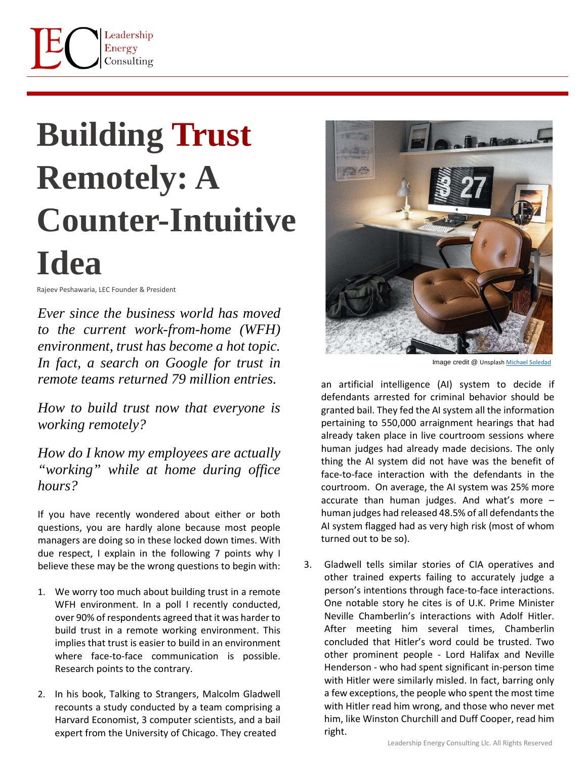# Building Trust Remotely: A Counter-Intuitive Idea

Rajeev Peshawaria, LEC Founder & President

*Ever since the business world has moved to the current work-from-home (WFH) environment, trust has become a hot topic. In fact, a search on Google for trust in remote teams returned 79 million entries.*

*How to build trust now that everyone is working remotely?*

*How do I know my employees are actually "working" while at home during office hours?*

If you have recently wondered about either or both questions, you are hardly alone because most people managers are doing so in these locked down times. With due respect, I explain in the following 7 points why I believe these may be the wrong questions to begin with:

1. We worry too much about building trust in a remote WFH environment. In a poll I recently conducted, over 90% of respondents agreed that it was harder to build trust in a remote working environment. This implies that trust is easier to build in an environment where face-to-face communication is possible. Research points to the contrary.

2. In his book, Talking to Strangers, Malcolm Gladwell recounts a study conducted by a team comprising a Harvard Economist, 3 computer scientists, and a bail expert from the University of Chicago. They created an artificial intelligence (AI) system to decide if defendants arrested for criminal behavior should be granted bail. They fed the AI system all the information pertaining to 550,000 arraignment hearings that had already taken place in live courtroom sessions where human judges had already made decisions. The only thing the AI system did not have was the benefit of face-to-face interaction with the defendants in the courtroom. On average, the AI system was 25% more accurate than human judges. And what's more – human judges had released 48.5% of all defendants the AI system flagged had as very high risk (most of whom turned out to be so).

Image credit @ Unsplash Michael Soledad

3. Gladwell tells similar stories of CIA operatives and other trained experts failing to accurately judge a person's intentions through face-to-face interactions. One notable story he cites is of U.K. Prime Minister Neville Chamberlin's interactions with Adolf Hitler. After meeting him several times, Chamberlin concluded that Hitler's word could be trusted. Two other prominent people - Lord Halifax and Neville Henderson - who had spent significant in-person time with Hitler were similarly misled. In fact, barring only a few exceptions, the people who spent the most time with Hitler read him wrong, and those who never met him, like Winston Churchill and Duff Cooper, read him right.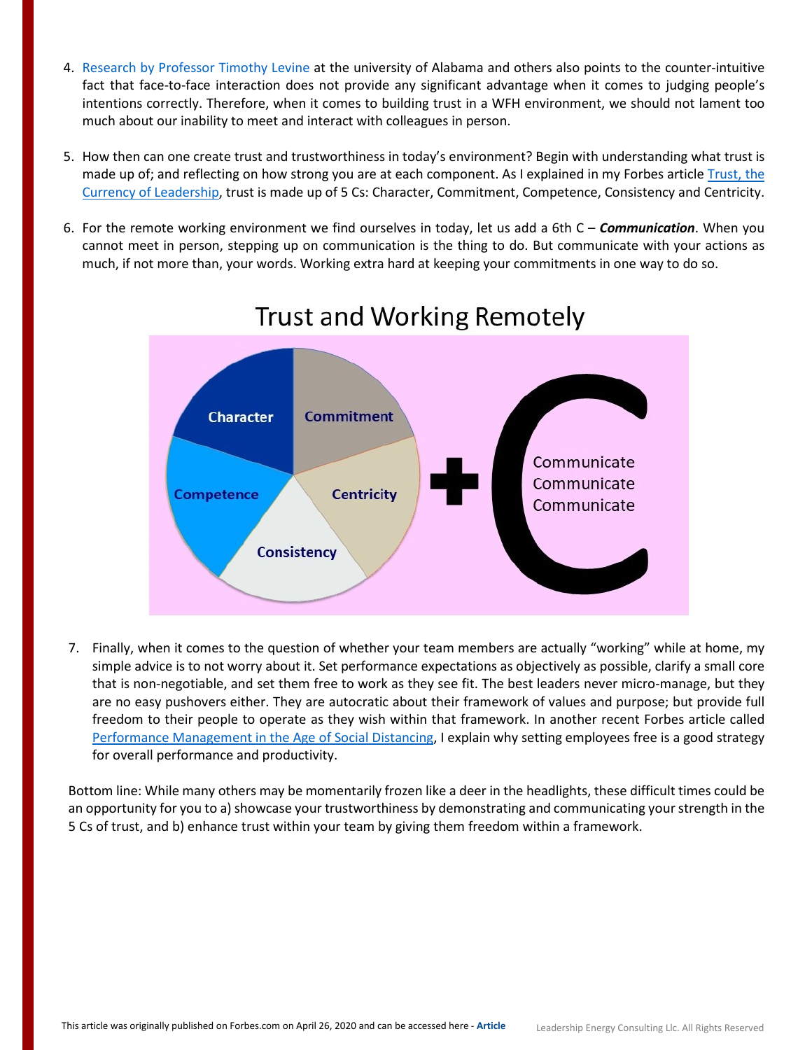4. Research by Professor Timothy Levine at the university of Alabama and others also points to the counter-intuitive fact that face-to-face interaction does not provide any significant advantage when it comes to judging people's intentions correctly. Therefore, when it comes to building trust in a WFH environment, we should not lament too much about our inability to meet and interact with colleagues in person.

5. How then can one create trust and trustworthiness in today's environment? Begin with understanding what trust is made up of; and reflecting on how strong you are at each component. As I explained in my Forbes article Trust, the Currency of Leadership, trust is made up of 5 Cs: Character, Commitment, Competence, Consistency and Centricity.

6. For the remote working environment we find ourselves in today, let us add a 6th C – ***Communication***. When you cannot meet in person, stepping up on communication is the thing to do. But communicate with your actions as much, if not more than, your words. Working extra hard at keeping your commitments in one way to do so.

Trust and Working Remotely

Character
Commitment
Competence
Centricity
Consistency
+
C
Communicate
Communicate
Communicate

7. Finally, when it comes to the question of whether your team members are actually "working" while at home, my simple advice is to not worry about it. Set performance expectations as objectively as possible, clarify a small core that is non-negotiable, and set them free to work as they see fit. The best leaders never micro-manage, but they are no easy pushovers either. They are autocratic about their framework of values and purpose; but provide full freedom to their people to operate as they wish within that framework. In another recent Forbes article called Performance Management in the Age of Social Distancing, I explain why setting employees free is a good strategy for overall performance and productivity.

Bottom line: While many others may be momentarily frozen like a deer in the headlights, these difficult times could be an opportunity for you to a) showcase your trustworthiness by demonstrating and communicating your strength in the 5 Cs of trust, and b) enhance trust within your team by giving them freedom within a framework.

This article was originally published on Forbes.com on April 26, 2020 and can be accessed here - **Article**

Leadership Energy Consulting Llc. All Rights Reserved